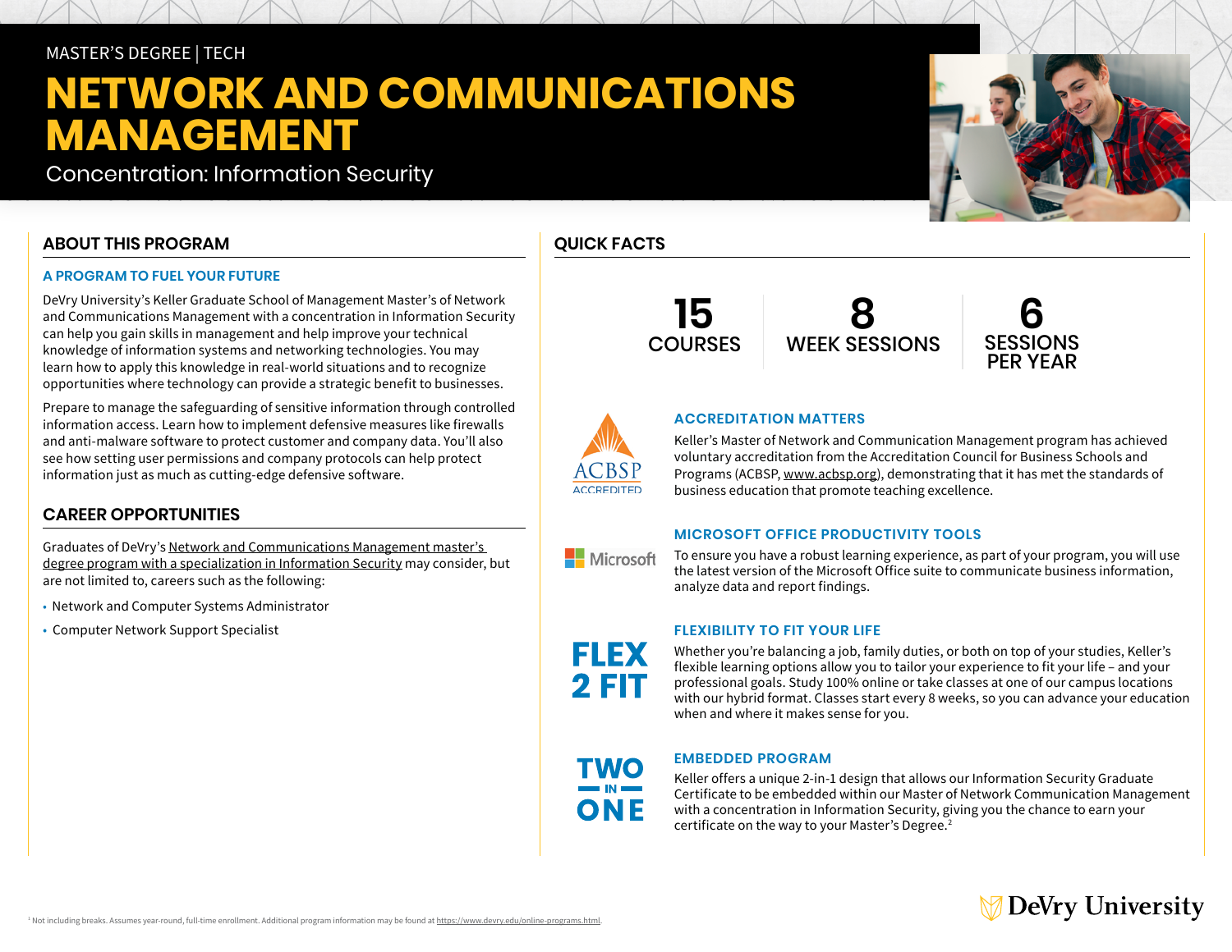MASTER'S DEGREE | TECH

# NETWORK AND COMMUNICATIONS MANAGEMENT

Concentration: Information Security

## ABOUT THIS PROGRAM

### A PROGRAM TO FUEL YOUR FUTURE

DeVry University's Keller Graduate School of Management Master's of Network and Communications Management with a concentration in Information Security can help you gain skills in management and help improve your technical knowledge of information systems and networking technologies. You may learn how to apply this knowledge in real-world situations and to recognize opportunities where technology can provide a strategic benefit to businesses.

Prepare to manage the safeguarding of sensitive information through controlled information access. Learn how to implement defensive measures like firewalls and anti-malware software to protect customer and company data. You'll also see how setting user permissions and company protocols can help protect information just as much as cutting-edge defensive software.

## CAREER OPPORTUNITIES

Graduates of DeVry's Network and Communications Management master's degree program with a specialization in Information Security may consider, but are not limited to, careers such as the following:

- Network and Computer Systems Administrator
- Computer Network Support Specialist

## QUICK FACTS

| 15 | 8 | 6 |
|---|---|---|
| COURSES | WEEK SESSIONS | SESSIONS PER YEAR |

### ACCREDITATION MATTERS

ACBSP ACCREDITED

Keller's Master of Network and Communication Management program has achieved voluntary accreditation from the Accreditation Council for Business Schools and Programs (ACBSP, www.acbsp.org), demonstrating that it has met the standards of business education that promote teaching excellence.

### MICROSOFT OFFICE PRODUCTIVITY TOOLS

Microsoft

To ensure you have a robust learning experience, as part of your program, you will use the latest version of the Microsoft Office suite to communicate business information, analyze data and report findings.

### FLEXIBILITY TO FIT YOUR LIFE

FLEX 2 FIT

Whether you're balancing a job, family duties, or both on top of your studies, Keller's flexible learning options allow you to tailor your experience to fit your life – and your professional goals. Study 100% online or take classes at one of our campus locations with our hybrid format. Classes start every 8 weeks, so you can advance your education when and where it makes sense for you.

### EMBEDDED PROGRAM

TWO IN ONE

Keller offers a unique 2-in-1 design that allows our Information Security Graduate Certificate to be embedded within our Master of Network Communication Management with a concentration in Information Security, giving you the chance to earn your certificate on the way to your Master's Degree.[2]

[1] Not including breaks. Assumes year-round, full-time enrollment. Additional program information may be found at https://www.devry.edu/online-programs.html.

DeVry University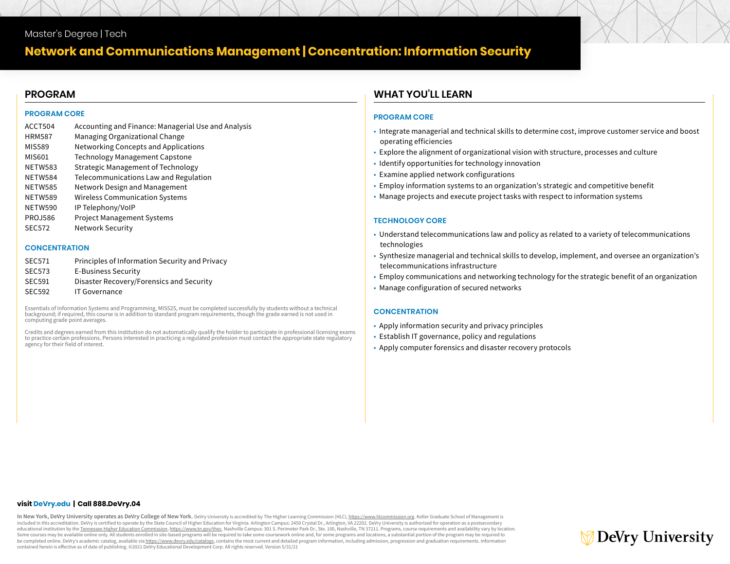Master's Degree | Tech

# Network and Communications Management | Concentration: Information Security

## PROGRAM

### PROGRAM CORE

| | |
|---|---|
| ACCT504 | Accounting and Finance: Managerial Use and Analysis |
| HRM587 | Managing Organizational Change |
| MIS589 | Networking Concepts and Applications |
| MIS601 | Technology Management Capstone |
| NETW583 | Strategic Management of Technology |
| NETW584 | Telecommunications Law and Regulation |
| NETW585 | Network Design and Management |
| NETW589 | Wireless Communication Systems |
| NETW590 | IP Telephony/VoIP |
| PROJ586 | Project Management Systems |
| SEC572 | Network Security |

### CONCENTRATION

| | |
|---|---|
| SEC571 | Principles of Information Security and Privacy |
| SEC573 | E-Business Security |
| SEC591 | Disaster Recovery/Forensics and Security |
| SEC592 | IT Governance |

Essentials of Information Systems and Programming, MIS525, must be completed successfully by students without a technical background; if required, this course is in addition to standard program requirements, though the grade earned is not used in computing grade point averages.

Credits and degrees earned from this institution do not automatically qualify the holder to participate in professional licensing exams to practice certain professions. Persons interested in practicing a regulated profession must contact the appropriate state regulatory agency for their field of interest.

## WHAT YOU'LL LEARN

### PROGRAM CORE

- Integrate managerial and technical skills to determine cost, improve customer service and boost operating efficiencies
- Explore the alignment of organizational vision with structure, processes and culture
- Identify opportunities for technology innovation
- Examine applied network configurations
- Employ information systems to an organization's strategic and competitive benefit
- Manage projects and execute project tasks with respect to information systems

### TECHNOLOGY CORE

- Understand telecommunications law and policy as related to a variety of telecommunications technologies
- Synthesize managerial and technical skills to develop, implement, and oversee an organization's telecommunications infrastructure
- Employ communications and networking technology for the strategic benefit of an organization
- Manage configuration of secured networks

### CONCENTRATION

- Apply information security and privacy principles
- Establish IT governance, policy and regulations
- Apply computer forensics and disaster recovery protocols

**visit DeVry.edu | Call 888.DeVry.04**

**In New York, DeVry University operates as DeVry College of New York.** DeVry University is accredited by The Higher Learning Commission (HLC), https://www.hlcommission.org. Keller Graduate School of Management is included in this accreditation. DeVry is certified to operate by the State Council of Higher Education for Virginia. Arlington Campus: 2450 Crystal Dr., Arlington, VA 22202. DeVry University is authorized for operation as a postsecondary educational institution by the Tennessee Higher Education Commission, https://www.tn.gov/thec. Nashville Campus: 301 S. Perimeter Park Dr., Ste. 100, Nashville, TN 37211. Programs, course requirements and availability vary by location. Some courses may be available online only. All students enrolled in site-based programs will be required to take some coursework online and, for some programs and locations, a substantial portion of the program may be required to be completed online. DeVry's academic catalog, available via https://www.devry.edu/catalogs, contains the most current and detailed program information, including admission, progression and graduation requirements. Information contained herein is effective as of date of publishing. ©2021 DeVry Educational Development Corp. All rights reserved. Version 5/31/21

DeVry University